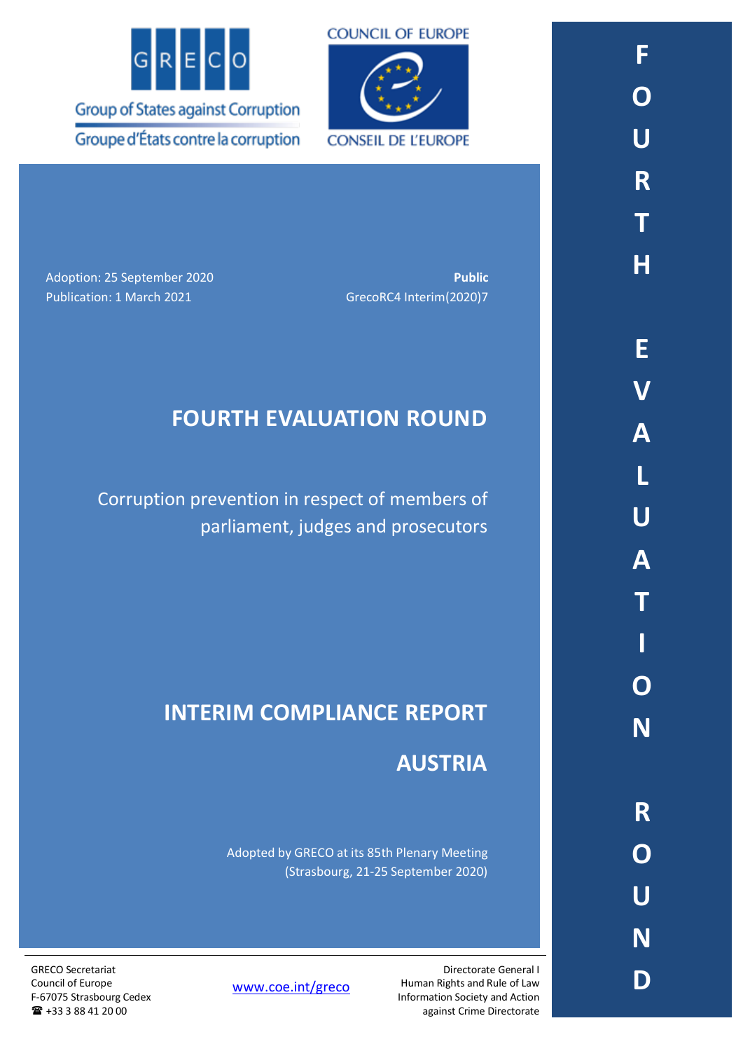GRECO

Group of States against Corruption

Groupe d'États contre la corruption

COUNCIL OF EUROPE

CONSEIL DE L'EUROPE

Adoption: 25 September 2020

Publication: 1 March 2021

**Public**

GrecoRC4 Interim(2020)7

# FOURTH EVALUATION ROUND

Corruption prevention in respect of members of parliament, judges and prosecutors

# INTERIM COMPLIANCE REPORT

# AUSTRIA

Adopted by GRECO at its 85th Plenary Meeting (Strasbourg, 21-25 September 2020)

GRECO Secretariat
Council of Europe
F-67075 Strasbourg Cedex
☎ +33 3 88 41 20 00

www.coe.int/greco

Directorate General I
Human Rights and Rule of Law
Information Society and Action against Crime Directorate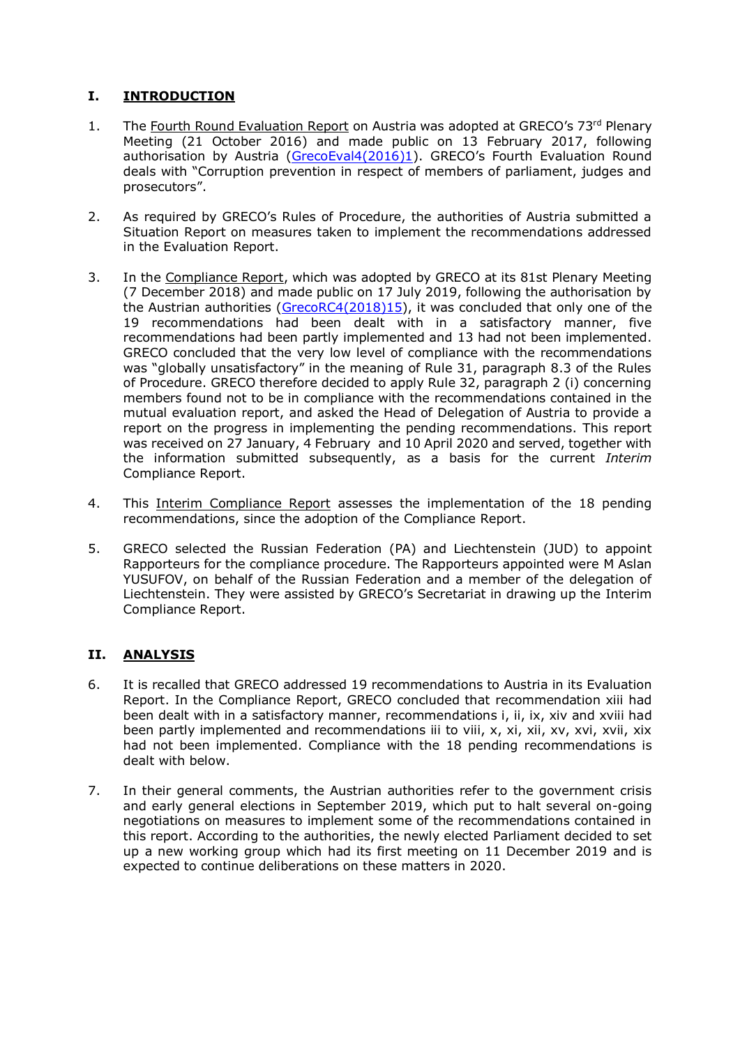## I. INTRODUCTION

1. The Fourth Round Evaluation Report on Austria was adopted at GRECO's 73rd Plenary Meeting (21 October 2016) and made public on 13 February 2017, following authorisation by Austria (GrecoEval4(2016)1). GRECO's Fourth Evaluation Round deals with "Corruption prevention in respect of members of parliament, judges and prosecutors".

2. As required by GRECO's Rules of Procedure, the authorities of Austria submitted a Situation Report on measures taken to implement the recommendations addressed in the Evaluation Report.

3. In the Compliance Report, which was adopted by GRECO at its 81st Plenary Meeting (7 December 2018) and made public on 17 July 2019, following the authorisation by the Austrian authorities (GrecoRC4(2018)15), it was concluded that only one of the 19 recommendations had been dealt with in a satisfactory manner, five recommendations had been partly implemented and 13 had not been implemented. GRECO concluded that the very low level of compliance with the recommendations was "globally unsatisfactory" in the meaning of Rule 31, paragraph 8.3 of the Rules of Procedure. GRECO therefore decided to apply Rule 32, paragraph 2 (i) concerning members found not to be in compliance with the recommendations contained in the mutual evaluation report, and asked the Head of Delegation of Austria to provide a report on the progress in implementing the pending recommendations. This report was received on 27 January, 4 February and 10 April 2020 and served, together with the information submitted subsequently, as a basis for the current *Interim* Compliance Report.

4. This Interim Compliance Report assesses the implementation of the 18 pending recommendations, since the adoption of the Compliance Report.

5. GRECO selected the Russian Federation (PA) and Liechtenstein (JUD) to appoint Rapporteurs for the compliance procedure. The Rapporteurs appointed were M Aslan YUSUFOV, on behalf of the Russian Federation and a member of the delegation of Liechtenstein. They were assisted by GRECO's Secretariat in drawing up the Interim Compliance Report.

## II. ANALYSIS

6. It is recalled that GRECO addressed 19 recommendations to Austria in its Evaluation Report. In the Compliance Report, GRECO concluded that recommendation xiii had been dealt with in a satisfactory manner, recommendations i, ii, ix, xiv and xviii had been partly implemented and recommendations iii to viii, x, xi, xii, xv, xvi, xvii, xix had not been implemented. Compliance with the 18 pending recommendations is dealt with below.

7. In their general comments, the Austrian authorities refer to the government crisis and early general elections in September 2019, which put to halt several on-going negotiations on measures to implement some of the recommendations contained in this report. According to the authorities, the newly elected Parliament decided to set up a new working group which had its first meeting on 11 December 2019 and is expected to continue deliberations on these matters in 2020.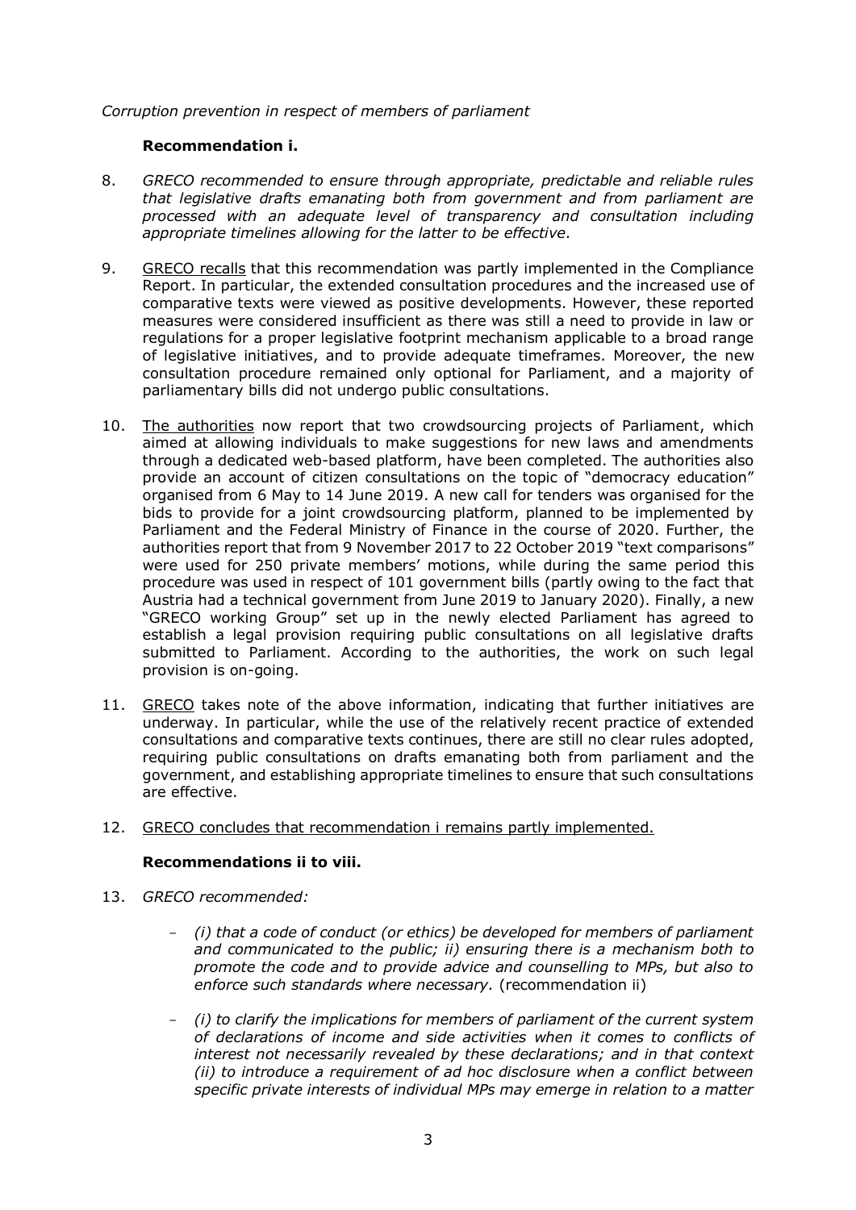*Corruption prevention in respect of members of parliament*

**Recommendation i.**

8. *GRECO recommended to ensure through appropriate, predictable and reliable rules that legislative drafts emanating both from government and from parliament are processed with an adequate level of transparency and consultation including appropriate timelines allowing for the latter to be effective.*

9. GRECO recalls that this recommendation was partly implemented in the Compliance Report. In particular, the extended consultation procedures and the increased use of comparative texts were viewed as positive developments. However, these reported measures were considered insufficient as there was still a need to provide in law or regulations for a proper legislative footprint mechanism applicable to a broad range of legislative initiatives, and to provide adequate timeframes. Moreover, the new consultation procedure remained only optional for Parliament, and a majority of parliamentary bills did not undergo public consultations.

10. The authorities now report that two crowdsourcing projects of Parliament, which aimed at allowing individuals to make suggestions for new laws and amendments through a dedicated web-based platform, have been completed. The authorities also provide an account of citizen consultations on the topic of "democracy education" organised from 6 May to 14 June 2019. A new call for tenders was organised for the bids to provide for a joint crowdsourcing platform, planned to be implemented by Parliament and the Federal Ministry of Finance in the course of 2020. Further, the authorities report that from 9 November 2017 to 22 October 2019 "text comparisons" were used for 250 private members' motions, while during the same period this procedure was used in respect of 101 government bills (partly owing to the fact that Austria had a technical government from June 2019 to January 2020). Finally, a new "GRECO working Group" set up in the newly elected Parliament has agreed to establish a legal provision requiring public consultations on all legislative drafts submitted to Parliament. According to the authorities, the work on such legal provision is on-going.

11. GRECO takes note of the above information, indicating that further initiatives are underway. In particular, while the use of the relatively recent practice of extended consultations and comparative texts continues, there are still no clear rules adopted, requiring public consultations on drafts emanating both from parliament and the government, and establishing appropriate timelines to ensure that such consultations are effective.

12. GRECO concludes that recommendation i remains partly implemented.

**Recommendations ii to viii.**

13. *GRECO recommended:*

   - *(i) that a code of conduct (or ethics) be developed for members of parliament and communicated to the public; ii) ensuring there is a mechanism both to promote the code and to provide advice and counselling to MPs, but also to enforce such standards where necessary.* (recommendation ii)

   - *(i) to clarify the implications for members of parliament of the current system of declarations of income and side activities when it comes to conflicts of interest not necessarily revealed by these declarations; and in that context (ii) to introduce a requirement of ad hoc disclosure when a conflict between specific private interests of individual MPs may emerge in relation to a matter*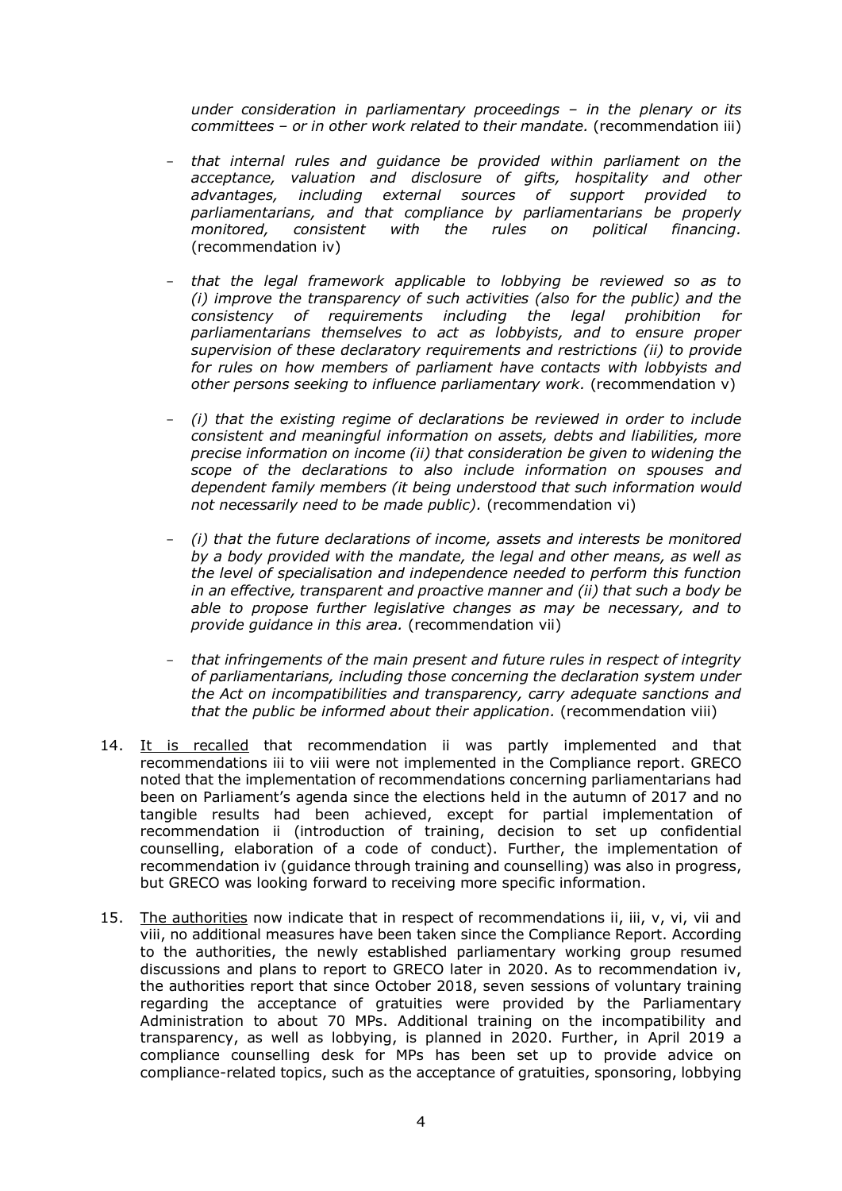*under consideration in parliamentary proceedings – in the plenary or its committees – or in other work related to their mandate.* (recommendation iii)

- *that internal rules and guidance be provided within parliament on the acceptance, valuation and disclosure of gifts, hospitality and other advantages, including external sources of support provided to parliamentarians, and that compliance by parliamentarians be properly monitored, consistent with the rules on political financing.* (recommendation iv)

- *that the legal framework applicable to lobbying be reviewed so as to (i) improve the transparency of such activities (also for the public) and the consistency of requirements including the legal prohibition for parliamentarians themselves to act as lobbyists, and to ensure proper supervision of these declaratory requirements and restrictions (ii) to provide for rules on how members of parliament have contacts with lobbyists and other persons seeking to influence parliamentary work.* (recommendation v)

- *(i) that the existing regime of declarations be reviewed in order to include consistent and meaningful information on assets, debts and liabilities, more precise information on income (ii) that consideration be given to widening the scope of the declarations to also include information on spouses and dependent family members (it being understood that such information would not necessarily need to be made public).* (recommendation vi)

- *(i) that the future declarations of income, assets and interests be monitored by a body provided with the mandate, the legal and other means, as well as the level of specialisation and independence needed to perform this function in an effective, transparent and proactive manner and (ii) that such a body be able to propose further legislative changes as may be necessary, and to provide guidance in this area.* (recommendation vii)

- *that infringements of the main present and future rules in respect of integrity of parliamentarians, including those concerning the declaration system under the Act on incompatibilities and transparency, carry adequate sanctions and that the public be informed about their application.* (recommendation viii)

14. It is recalled that recommendation ii was partly implemented and that recommendations iii to viii were not implemented in the Compliance report. GRECO noted that the implementation of recommendations concerning parliamentarians had been on Parliament's agenda since the elections held in the autumn of 2017 and no tangible results had been achieved, except for partial implementation of recommendation ii (introduction of training, decision to set up confidential counselling, elaboration of a code of conduct). Further, the implementation of recommendation iv (guidance through training and counselling) was also in progress, but GRECO was looking forward to receiving more specific information.

15. The authorities now indicate that in respect of recommendations ii, iii, v, vi, vii and viii, no additional measures have been taken since the Compliance Report. According to the authorities, the newly established parliamentary working group resumed discussions and plans to report to GRECO later in 2020. As to recommendation iv, the authorities report that since October 2018, seven sessions of voluntary training regarding the acceptance of gratuities were provided by the Parliamentary Administration to about 70 MPs. Additional training on the incompatibility and transparency, as well as lobbying, is planned in 2020. Further, in April 2019 a compliance counselling desk for MPs has been set up to provide advice on compliance-related topics, such as the acceptance of gratuities, sponsoring, lobbying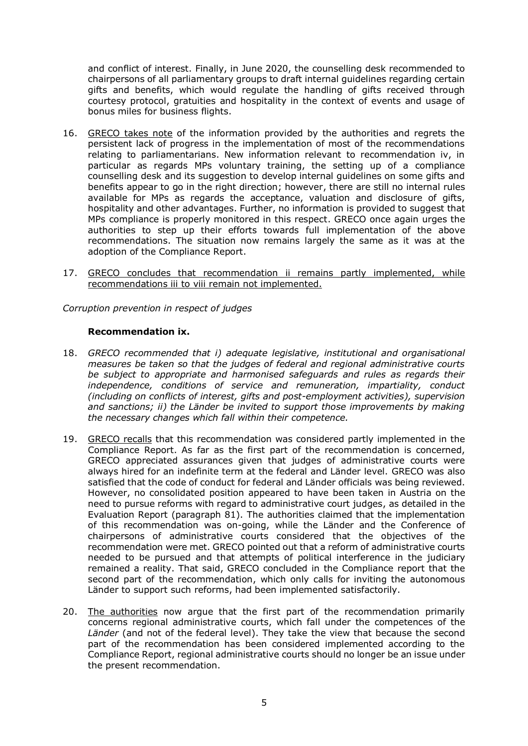and conflict of interest. Finally, in June 2020, the counselling desk recommended to chairpersons of all parliamentary groups to draft internal guidelines regarding certain gifts and benefits, which would regulate the handling of gifts received through courtesy protocol, gratuities and hospitality in the context of events and usage of bonus miles for business flights.

16. GRECO takes note of the information provided by the authorities and regrets the persistent lack of progress in the implementation of most of the recommendations relating to parliamentarians. New information relevant to recommendation iv, in particular as regards MPs voluntary training, the setting up of a compliance counselling desk and its suggestion to develop internal guidelines on some gifts and benefits appear to go in the right direction; however, there are still no internal rules available for MPs as regards the acceptance, valuation and disclosure of gifts, hospitality and other advantages. Further, no information is provided to suggest that MPs compliance is properly monitored in this respect. GRECO once again urges the authorities to step up their efforts towards full implementation of the above recommendations. The situation now remains largely the same as it was at the adoption of the Compliance Report.

17. GRECO concludes that recommendation ii remains partly implemented, while recommendations iii to viii remain not implemented.

*Corruption prevention in respect of judges*

**Recommendation ix.**

18. *GRECO recommended that i) adequate legislative, institutional and organisational measures be taken so that the judges of federal and regional administrative courts be subject to appropriate and harmonised safeguards and rules as regards their independence, conditions of service and remuneration, impartiality, conduct (including on conflicts of interest, gifts and post-employment activities), supervision and sanctions; ii) the Länder be invited to support those improvements by making the necessary changes which fall within their competence.*

19. GRECO recalls that this recommendation was considered partly implemented in the Compliance Report. As far as the first part of the recommendation is concerned, GRECO appreciated assurances given that judges of administrative courts were always hired for an indefinite term at the federal and Länder level. GRECO was also satisfied that the code of conduct for federal and Länder officials was being reviewed. However, no consolidated position appeared to have been taken in Austria on the need to pursue reforms with regard to administrative court judges, as detailed in the Evaluation Report (paragraph 81). The authorities claimed that the implementation of this recommendation was on-going, while the Länder and the Conference of chairpersons of administrative courts considered that the objectives of the recommendation were met. GRECO pointed out that a reform of administrative courts needed to be pursued and that attempts of political interference in the judiciary remained a reality. That said, GRECO concluded in the Compliance report that the second part of the recommendation, which only calls for inviting the autonomous Länder to support such reforms, had been implemented satisfactorily.

20. The authorities now argue that the first part of the recommendation primarily concerns regional administrative courts, which fall under the competences of the *Länder* (and not of the federal level). They take the view that because the second part of the recommendation has been considered implemented according to the Compliance Report, regional administrative courts should no longer be an issue under the present recommendation.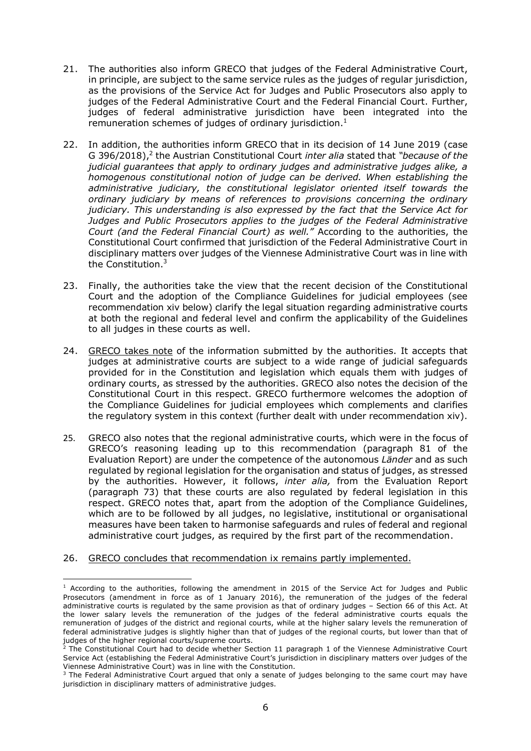21. The authorities also inform GRECO that judges of the Federal Administrative Court, in principle, are subject to the same service rules as the judges of regular jurisdiction, as the provisions of the Service Act for Judges and Public Prosecutors also apply to judges of the Federal Administrative Court and the Federal Financial Court. Further, judges of federal administrative jurisdiction have been integrated into the remuneration schemes of judges of ordinary jurisdiction.[1]

22. In addition, the authorities inform GRECO that in its decision of 14 June 2019 (case G 396/2018),[2] the Austrian Constitutional Court *inter alia* stated that *"because of the judicial guarantees that apply to ordinary judges and administrative judges alike, a homogenous constitutional notion of judge can be derived. When establishing the administrative judiciary, the constitutional legislator oriented itself towards the ordinary judiciary by means of references to provisions concerning the ordinary judiciary. This understanding is also expressed by the fact that the Service Act for Judges and Public Prosecutors applies to the judges of the Federal Administrative Court (and the Federal Financial Court) as well."* According to the authorities, the Constitutional Court confirmed that jurisdiction of the Federal Administrative Court in disciplinary matters over judges of the Viennese Administrative Court was in line with the Constitution.[3]

23. Finally, the authorities take the view that the recent decision of the Constitutional Court and the adoption of the Compliance Guidelines for judicial employees (see recommendation xiv below) clarify the legal situation regarding administrative courts at both the regional and federal level and confirm the applicability of the Guidelines to all judges in these courts as well.

24. <u>GRECO takes note</u> of the information submitted by the authorities. It accepts that judges at administrative courts are subject to a wide range of judicial safeguards provided for in the Constitution and legislation which equals them with judges of ordinary courts, as stressed by the authorities. GRECO also notes the decision of the Constitutional Court in this respect. GRECO furthermore welcomes the adoption of the Compliance Guidelines for judicial employees which complements and clarifies the regulatory system in this context (further dealt with under recommendation xiv).

25. GRECO also notes that the regional administrative courts, which were in the focus of GRECO's reasoning leading up to this recommendation (paragraph 81 of the Evaluation Report) are under the competence of the autonomous *Länder* and as such regulated by regional legislation for the organisation and status of judges, as stressed by the authorities. However, it follows, *inter alia,* from the Evaluation Report (paragraph 73) that these courts are also regulated by federal legislation in this respect. GRECO notes that, apart from the adoption of the Compliance Guidelines, which are to be followed by all judges, no legislative, institutional or organisational measures have been taken to harmonise safeguards and rules of federal and regional administrative court judges, as required by the first part of the recommendation.

26. <u>GRECO concludes that recommendation ix remains partly implemented.</u>

---

[1] According to the authorities, following the amendment in 2015 of the Service Act for Judges and Public Prosecutors (amendment in force as of 1 January 2016), the remuneration of the judges of the federal administrative courts is regulated by the same provision as that of ordinary judges – Section 66 of this Act. At the lower salary levels the remuneration of the judges of the federal administrative courts equals the remuneration of judges of the district and regional courts, while at the higher salary levels the remuneration of federal administrative judges is slightly higher than that of judges of the regional courts, but lower than that of judges of the higher regional courts/supreme courts.

[2] The Constitutional Court had to decide whether Section 11 paragraph 1 of the Viennese Administrative Court Service Act (establishing the Federal Administrative Court's jurisdiction in disciplinary matters over judges of the Viennese Administrative Court) was in line with the Constitution.

[3] The Federal Administrative Court argued that only a senate of judges belonging to the same court may have jurisdiction in disciplinary matters of administrative judges.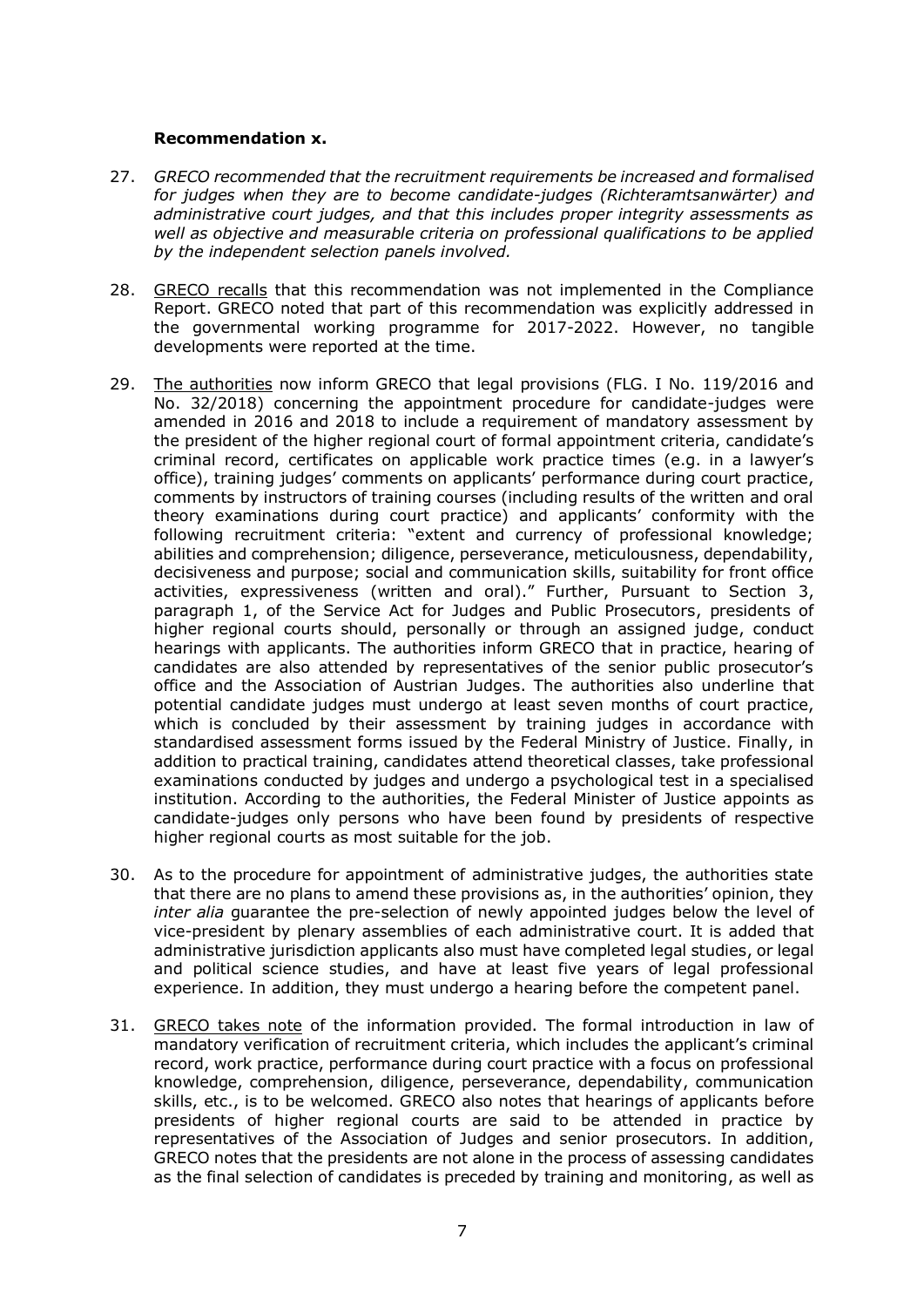**Recommendation x.**

27. *GRECO recommended that the recruitment requirements be increased and formalised for judges when they are to become candidate-judges (Richteramtsanwärter) and administrative court judges, and that this includes proper integrity assessments as well as objective and measurable criteria on professional qualifications to be applied by the independent selection panels involved.*

28. GRECO recalls that this recommendation was not implemented in the Compliance Report. GRECO noted that part of this recommendation was explicitly addressed in the governmental working programme for 2017-2022. However, no tangible developments were reported at the time.

29. The authorities now inform GRECO that legal provisions (FLG. I No. 119/2016 and No. 32/2018) concerning the appointment procedure for candidate-judges were amended in 2016 and 2018 to include a requirement of mandatory assessment by the president of the higher regional court of formal appointment criteria, candidate's criminal record, certificates on applicable work practice times (e.g. in a lawyer's office), training judges' comments on applicants' performance during court practice, comments by instructors of training courses (including results of the written and oral theory examinations during court practice) and applicants' conformity with the following recruitment criteria: "extent and currency of professional knowledge; abilities and comprehension; diligence, perseverance, meticulousness, dependability, decisiveness and purpose; social and communication skills, suitability for front office activities, expressiveness (written and oral)." Further, Pursuant to Section 3, paragraph 1, of the Service Act for Judges and Public Prosecutors, presidents of higher regional courts should, personally or through an assigned judge, conduct hearings with applicants. The authorities inform GRECO that in practice, hearing of candidates are also attended by representatives of the senior public prosecutor's office and the Association of Austrian Judges. The authorities also underline that potential candidate judges must undergo at least seven months of court practice, which is concluded by their assessment by training judges in accordance with standardised assessment forms issued by the Federal Ministry of Justice. Finally, in addition to practical training, candidates attend theoretical classes, take professional examinations conducted by judges and undergo a psychological test in a specialised institution. According to the authorities, the Federal Minister of Justice appoints as candidate-judges only persons who have been found by presidents of respective higher regional courts as most suitable for the job.

30. As to the procedure for appointment of administrative judges, the authorities state that there are no plans to amend these provisions as, in the authorities' opinion, they *inter alia* guarantee the pre-selection of newly appointed judges below the level of vice-president by plenary assemblies of each administrative court. It is added that administrative jurisdiction applicants also must have completed legal studies, or legal and political science studies, and have at least five years of legal professional experience. In addition, they must undergo a hearing before the competent panel.

31. GRECO takes note of the information provided. The formal introduction in law of mandatory verification of recruitment criteria, which includes the applicant's criminal record, work practice, performance during court practice with a focus on professional knowledge, comprehension, diligence, perseverance, dependability, communication skills, etc., is to be welcomed. GRECO also notes that hearings of applicants before presidents of higher regional courts are said to be attended in practice by representatives of the Association of Judges and senior prosecutors. In addition, GRECO notes that the presidents are not alone in the process of assessing candidates as the final selection of candidates is preceded by training and monitoring, as well as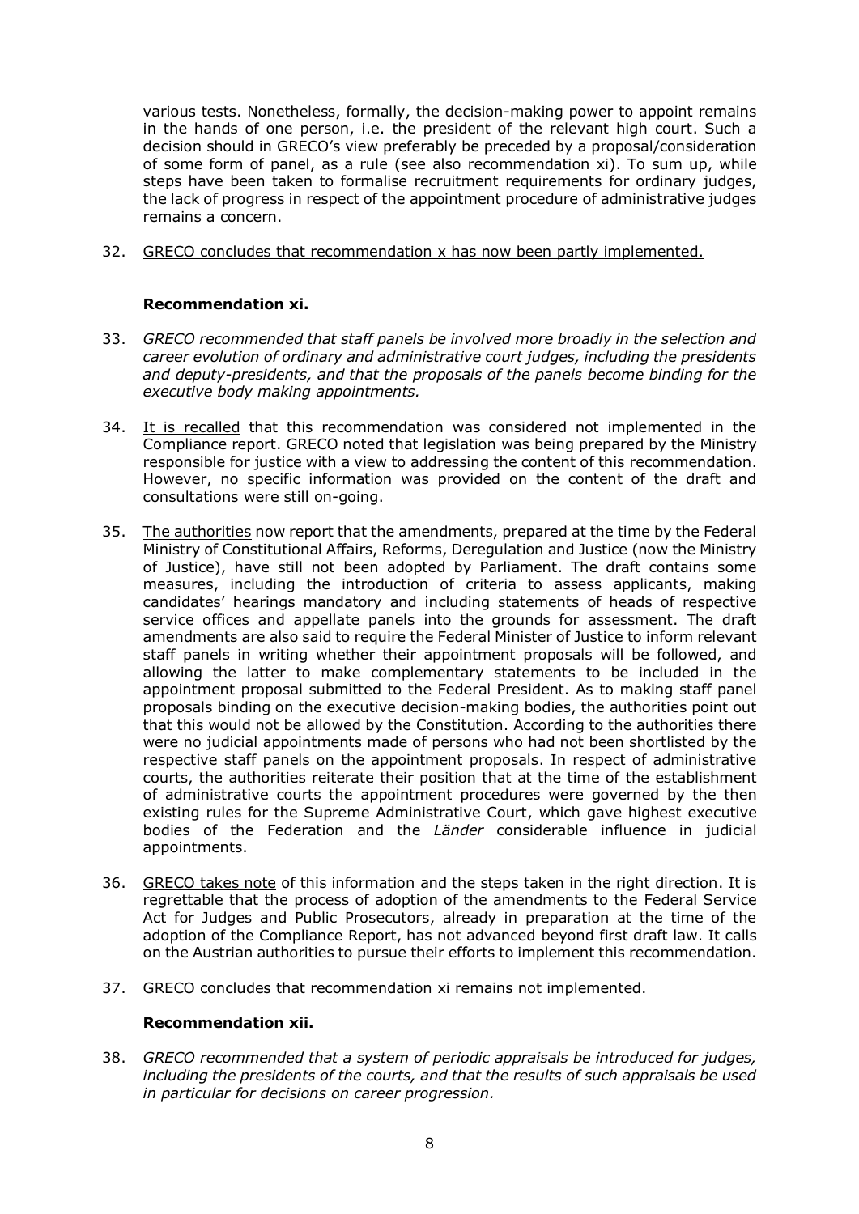various tests. Nonetheless, formally, the decision-making power to appoint remains in the hands of one person, i.e. the president of the relevant high court. Such a decision should in GRECO's view preferably be preceded by a proposal/consideration of some form of panel, as a rule (see also recommendation xi). To sum up, while steps have been taken to formalise recruitment requirements for ordinary judges, the lack of progress in respect of the appointment procedure of administrative judges remains a concern.

32. GRECO concludes that recommendation x has now been partly implemented.

### Recommendation xi.

33. *GRECO recommended that staff panels be involved more broadly in the selection and career evolution of ordinary and administrative court judges, including the presidents and deputy-presidents, and that the proposals of the panels become binding for the executive body making appointments.*

34. It is recalled that this recommendation was considered not implemented in the Compliance report. GRECO noted that legislation was being prepared by the Ministry responsible for justice with a view to addressing the content of this recommendation. However, no specific information was provided on the content of the draft and consultations were still on-going.

35. The authorities now report that the amendments, prepared at the time by the Federal Ministry of Constitutional Affairs, Reforms, Deregulation and Justice (now the Ministry of Justice), have still not been adopted by Parliament. The draft contains some measures, including the introduction of criteria to assess applicants, making candidates' hearings mandatory and including statements of heads of respective service offices and appellate panels into the grounds for assessment. The draft amendments are also said to require the Federal Minister of Justice to inform relevant staff panels in writing whether their appointment proposals will be followed, and allowing the latter to make complementary statements to be included in the appointment proposal submitted to the Federal President. As to making staff panel proposals binding on the executive decision-making bodies, the authorities point out that this would not be allowed by the Constitution. According to the authorities there were no judicial appointments made of persons who had not been shortlisted by the respective staff panels on the appointment proposals. In respect of administrative courts, the authorities reiterate their position that at the time of the establishment of administrative courts the appointment procedures were governed by the then existing rules for the Supreme Administrative Court, which gave highest executive bodies of the Federation and the *Länder* considerable influence in judicial appointments.

36. GRECO takes note of this information and the steps taken in the right direction. It is regrettable that the process of adoption of the amendments to the Federal Service Act for Judges and Public Prosecutors, already in preparation at the time of the adoption of the Compliance Report, has not advanced beyond first draft law. It calls on the Austrian authorities to pursue their efforts to implement this recommendation.

37. GRECO concludes that recommendation xi remains not implemented.

### Recommendation xii.

38. *GRECO recommended that a system of periodic appraisals be introduced for judges, including the presidents of the courts, and that the results of such appraisals be used in particular for decisions on career progression.*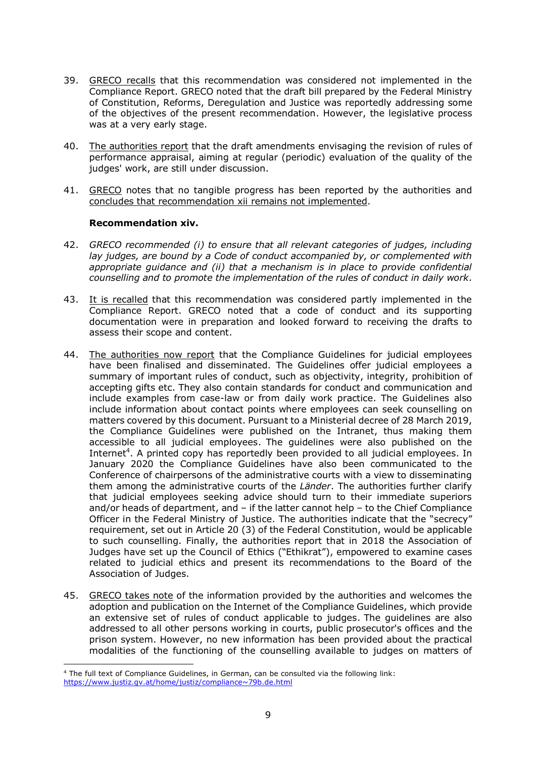39. GRECO recalls that this recommendation was considered not implemented in the Compliance Report. GRECO noted that the draft bill prepared by the Federal Ministry of Constitution, Reforms, Deregulation and Justice was reportedly addressing some of the objectives of the present recommendation. However, the legislative process was at a very early stage.

40. The authorities report that the draft amendments envisaging the revision of rules of performance appraisal, aiming at regular (periodic) evaluation of the quality of the judges' work, are still under discussion.

41. GRECO notes that no tangible progress has been reported by the authorities and concludes that recommendation xii remains not implemented.

**Recommendation xiv.**

42. *GRECO recommended (i) to ensure that all relevant categories of judges, including lay judges, are bound by a Code of conduct accompanied by, or complemented with appropriate guidance and (ii) that a mechanism is in place to provide confidential counselling and to promote the implementation of the rules of conduct in daily work.*

43. It is recalled that this recommendation was considered partly implemented in the Compliance Report. GRECO noted that a code of conduct and its supporting documentation were in preparation and looked forward to receiving the drafts to assess their scope and content.

44. The authorities now report that the Compliance Guidelines for judicial employees have been finalised and disseminated. The Guidelines offer judicial employees a summary of important rules of conduct, such as objectivity, integrity, prohibition of accepting gifts etc. They also contain standards for conduct and communication and include examples from case-law or from daily work practice. The Guidelines also include information about contact points where employees can seek counselling on matters covered by this document. Pursuant to a Ministerial decree of 28 March 2019, the Compliance Guidelines were published on the Intranet, thus making them accessible to all judicial employees. The guidelines were also published on the Internet[4]. A printed copy has reportedly been provided to all judicial employees. In January 2020 the Compliance Guidelines have also been communicated to the Conference of chairpersons of the administrative courts with a view to disseminating them among the administrative courts of the *Länder*. The authorities further clarify that judicial employees seeking advice should turn to their immediate superiors and/or heads of department, and – if the latter cannot help – to the Chief Compliance Officer in the Federal Ministry of Justice. The authorities indicate that the "secrecy" requirement, set out in Article 20 (3) of the Federal Constitution, would be applicable to such counselling. Finally, the authorities report that in 2018 the Association of Judges have set up the Council of Ethics ("Ethikrat"), empowered to examine cases related to judicial ethics and present its recommendations to the Board of the Association of Judges.

45. GRECO takes note of the information provided by the authorities and welcomes the adoption and publication on the Internet of the Compliance Guidelines, which provide an extensive set of rules of conduct applicable to judges. The guidelines are also addressed to all other persons working in courts, public prosecutor's offices and the prison system. However, no new information has been provided about the practical modalities of the functioning of the counselling available to judges on matters of

---

[4] The full text of Compliance Guidelines, in German, can be consulted via the following link: https://www.justiz.gv.at/home/justiz/compliance~79b.de.html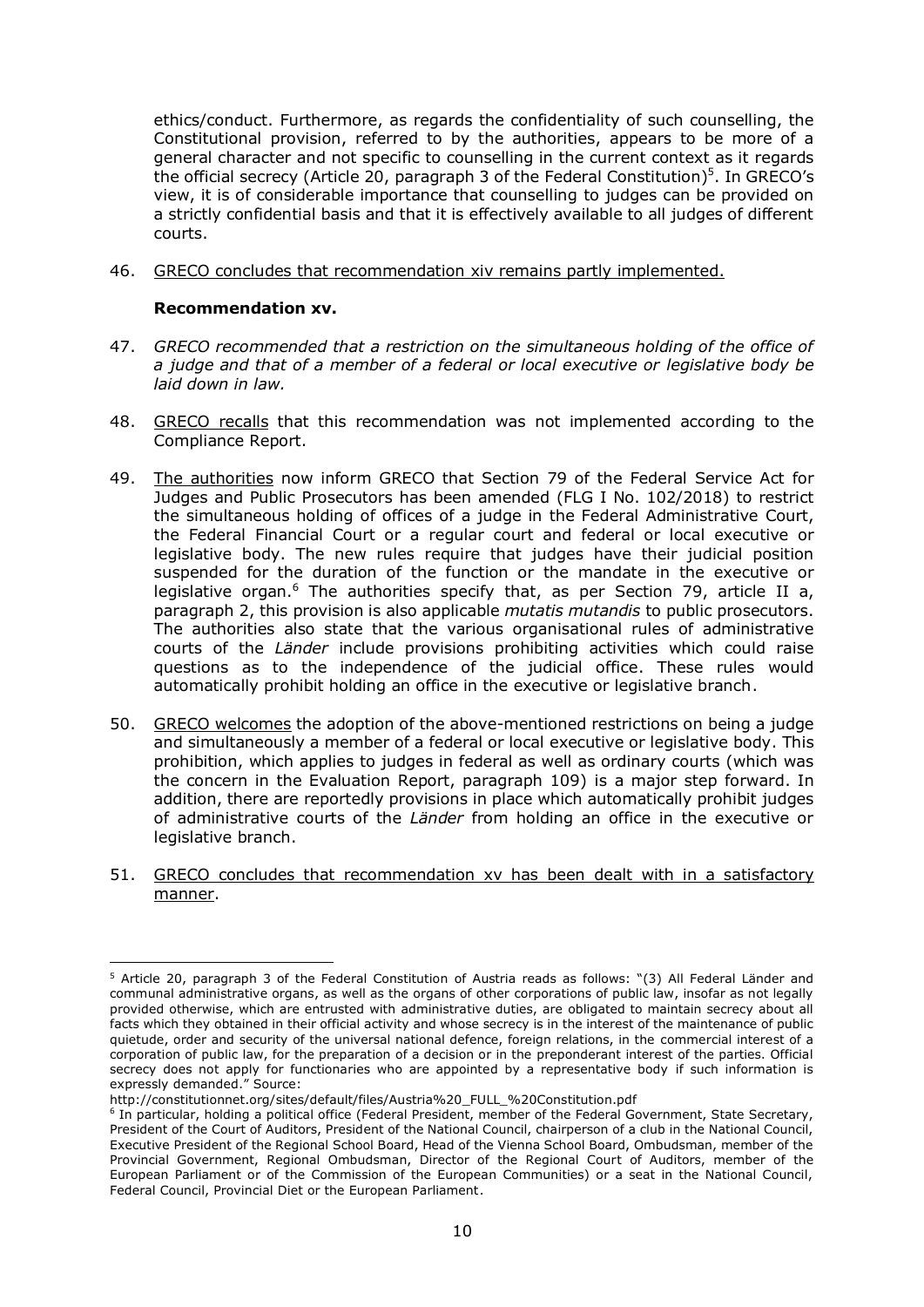ethics/conduct. Furthermore, as regards the confidentiality of such counselling, the Constitutional provision, referred to by the authorities, appears to be more of a general character and not specific to counselling in the current context as it regards the official secrecy (Article 20, paragraph 3 of the Federal Constitution)[5]. In GRECO's view, it is of considerable importance that counselling to judges can be provided on a strictly confidential basis and that it is effectively available to all judges of different courts.

46. GRECO concludes that recommendation xiv remains partly implemented.

**Recommendation xv.**

47. *GRECO recommended that a restriction on the simultaneous holding of the office of a judge and that of a member of a federal or local executive or legislative body be laid down in law.*

48. GRECO recalls that this recommendation was not implemented according to the Compliance Report.

49. The authorities now inform GRECO that Section 79 of the Federal Service Act for Judges and Public Prosecutors has been amended (FLG I No. 102/2018) to restrict the simultaneous holding of offices of a judge in the Federal Administrative Court, the Federal Financial Court or a regular court and federal or local executive or legislative body. The new rules require that judges have their judicial position suspended for the duration of the function or the mandate in the executive or legislative organ.[6] The authorities specify that, as per Section 79, article II a, paragraph 2, this provision is also applicable *mutatis mutandis* to public prosecutors. The authorities also state that the various organisational rules of administrative courts of the *Länder* include provisions prohibiting activities which could raise questions as to the independence of the judicial office. These rules would automatically prohibit holding an office in the executive or legislative branch.

50. GRECO welcomes the adoption of the above-mentioned restrictions on being a judge and simultaneously a member of a federal or local executive or legislative body. This prohibition, which applies to judges in federal as well as ordinary courts (which was the concern in the Evaluation Report, paragraph 109) is a major step forward. In addition, there are reportedly provisions in place which automatically prohibit judges of administrative courts of the *Länder* from holding an office in the executive or legislative branch.

51. GRECO concludes that recommendation xv has been dealt with in a satisfactory manner.

---

[5] Article 20, paragraph 3 of the Federal Constitution of Austria reads as follows: "(3) All Federal Länder and communal administrative organs, as well as the organs of other corporations of public law, insofar as not legally provided otherwise, which are entrusted with administrative duties, are obligated to maintain secrecy about all facts which they obtained in their official activity and whose secrecy is in the interest of the maintenance of public quietude, order and security of the universal national defence, foreign relations, in the commercial interest of a corporation of public law, for the preparation of a decision or in the preponderant interest of the parties. Official secrecy does not apply for functionaries who are appointed by a representative body if such information is expressly demanded." Source: http://constitutionnet.org/sites/default/files/Austria%20_FULL_%20Constitution.pdf

[6] In particular, holding a political office (Federal President, member of the Federal Government, State Secretary, President of the Court of Auditors, President of the National Council, chairperson of a club in the National Council, Executive President of the Regional School Board, Head of the Vienna School Board, Ombudsman, member of the Provincial Government, Regional Ombudsman, Director of the Regional Court of Auditors, member of the European Parliament or of the Commission of the European Communities) or a seat in the National Council, Federal Council, Provincial Diet or the European Parliament.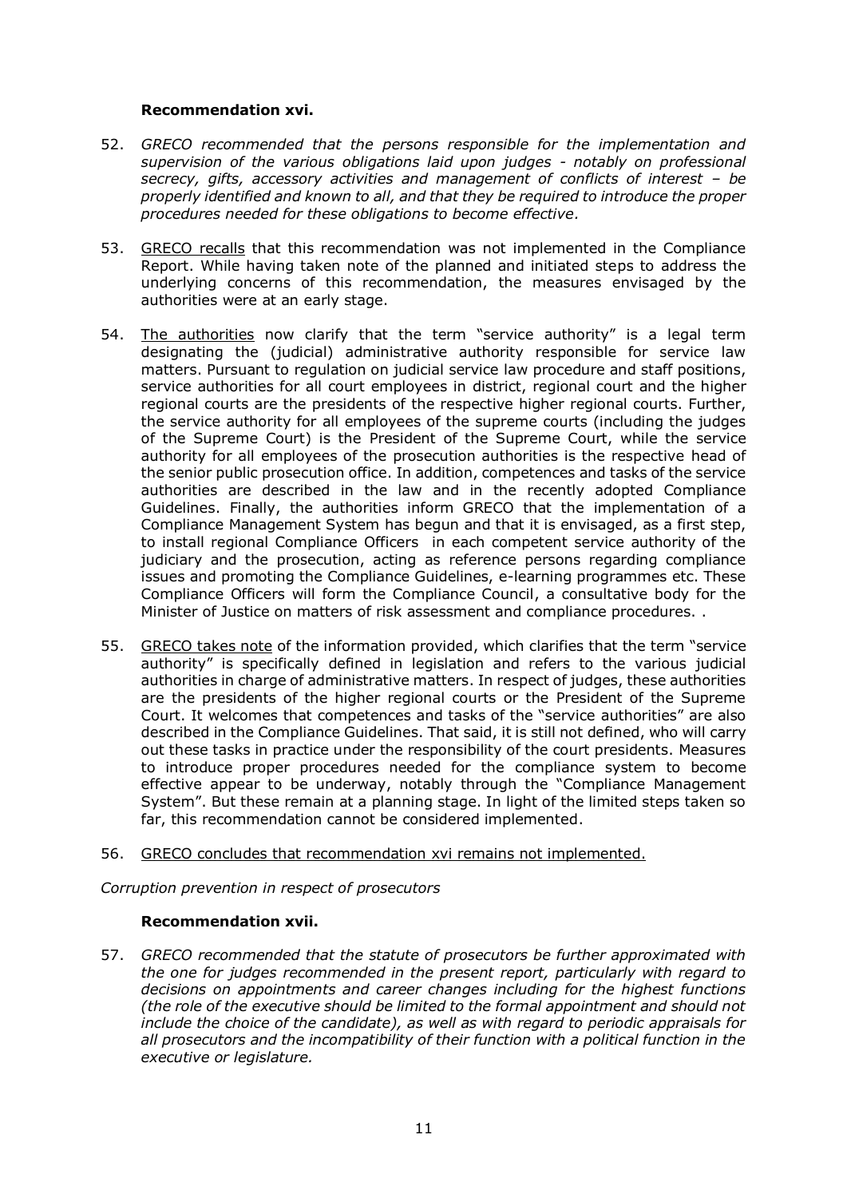**Recommendation xvi.**

52. *GRECO recommended that the persons responsible for the implementation and supervision of the various obligations laid upon judges - notably on professional secrecy, gifts, accessory activities and management of conflicts of interest – be properly identified and known to all, and that they be required to introduce the proper procedures needed for these obligations to become effective.*

53. GRECO recalls that this recommendation was not implemented in the Compliance Report. While having taken note of the planned and initiated steps to address the underlying concerns of this recommendation, the measures envisaged by the authorities were at an early stage.

54. The authorities now clarify that the term "service authority" is a legal term designating the (judicial) administrative authority responsible for service law matters. Pursuant to regulation on judicial service law procedure and staff positions, service authorities for all court employees in district, regional court and the higher regional courts are the presidents of the respective higher regional courts. Further, the service authority for all employees of the supreme courts (including the judges of the Supreme Court) is the President of the Supreme Court, while the service authority for all employees of the prosecution authorities is the respective head of the senior public prosecution office. In addition, competences and tasks of the service authorities are described in the law and in the recently adopted Compliance Guidelines. Finally, the authorities inform GRECO that the implementation of a Compliance Management System has begun and that it is envisaged, as a first step, to install regional Compliance Officers in each competent service authority of the judiciary and the prosecution, acting as reference persons regarding compliance issues and promoting the Compliance Guidelines, e-learning programmes etc. These Compliance Officers will form the Compliance Council, a consultative body for the Minister of Justice on matters of risk assessment and compliance procedures. .

55. GRECO takes note of the information provided, which clarifies that the term "service authority" is specifically defined in legislation and refers to the various judicial authorities in charge of administrative matters. In respect of judges, these authorities are the presidents of the higher regional courts or the President of the Supreme Court. It welcomes that competences and tasks of the "service authorities" are also described in the Compliance Guidelines. That said, it is still not defined, who will carry out these tasks in practice under the responsibility of the court presidents. Measures to introduce proper procedures needed for the compliance system to become effective appear to be underway, notably through the "Compliance Management System". But these remain at a planning stage. In light of the limited steps taken so far, this recommendation cannot be considered implemented.

56. GRECO concludes that recommendation xvi remains not implemented.

*Corruption prevention in respect of prosecutors*

**Recommendation xvii.**

57. *GRECO recommended that the statute of prosecutors be further approximated with the one for judges recommended in the present report, particularly with regard to decisions on appointments and career changes including for the highest functions (the role of the executive should be limited to the formal appointment and should not include the choice of the candidate), as well as with regard to periodic appraisals for all prosecutors and the incompatibility of their function with a political function in the executive or legislature.*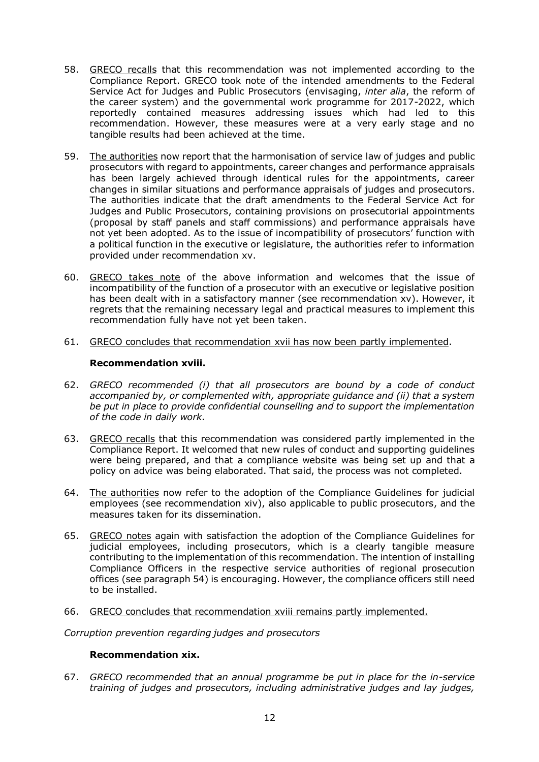58. GRECO recalls that this recommendation was not implemented according to the Compliance Report. GRECO took note of the intended amendments to the Federal Service Act for Judges and Public Prosecutors (envisaging, *inter alia*, the reform of the career system) and the governmental work programme for 2017-2022, which reportedly contained measures addressing issues which had led to this recommendation. However, these measures were at a very early stage and no tangible results had been achieved at the time.

59. The authorities now report that the harmonisation of service law of judges and public prosecutors with regard to appointments, career changes and performance appraisals has been largely achieved through identical rules for the appointments, career changes in similar situations and performance appraisals of judges and prosecutors. The authorities indicate that the draft amendments to the Federal Service Act for Judges and Public Prosecutors, containing provisions on prosecutorial appointments (proposal by staff panels and staff commissions) and performance appraisals have not yet been adopted. As to the issue of incompatibility of prosecutors' function with a political function in the executive or legislature, the authorities refer to information provided under recommendation xv.

60. GRECO takes note of the above information and welcomes that the issue of incompatibility of the function of a prosecutor with an executive or legislative position has been dealt with in a satisfactory manner (see recommendation xv). However, it regrets that the remaining necessary legal and practical measures to implement this recommendation fully have not yet been taken.

61. GRECO concludes that recommendation xvii has now been partly implemented.

**Recommendation xviii.**

62. *GRECO recommended (i) that all prosecutors are bound by a code of conduct accompanied by, or complemented with, appropriate guidance and (ii) that a system be put in place to provide confidential counselling and to support the implementation of the code in daily work.*

63. GRECO recalls that this recommendation was considered partly implemented in the Compliance Report. It welcomed that new rules of conduct and supporting guidelines were being prepared, and that a compliance website was being set up and that a policy on advice was being elaborated. That said, the process was not completed.

64. The authorities now refer to the adoption of the Compliance Guidelines for judicial employees (see recommendation xiv), also applicable to public prosecutors, and the measures taken for its dissemination.

65. GRECO notes again with satisfaction the adoption of the Compliance Guidelines for judicial employees, including prosecutors, which is a clearly tangible measure contributing to the implementation of this recommendation. The intention of installing Compliance Officers in the respective service authorities of regional prosecution offices (see paragraph 54) is encouraging. However, the compliance officers still need to be installed.

66. GRECO concludes that recommendation xviii remains partly implemented.

*Corruption prevention regarding judges and prosecutors*

**Recommendation xix.**

67. *GRECO recommended that an annual programme be put in place for the in-service training of judges and prosecutors, including administrative judges and lay judges,*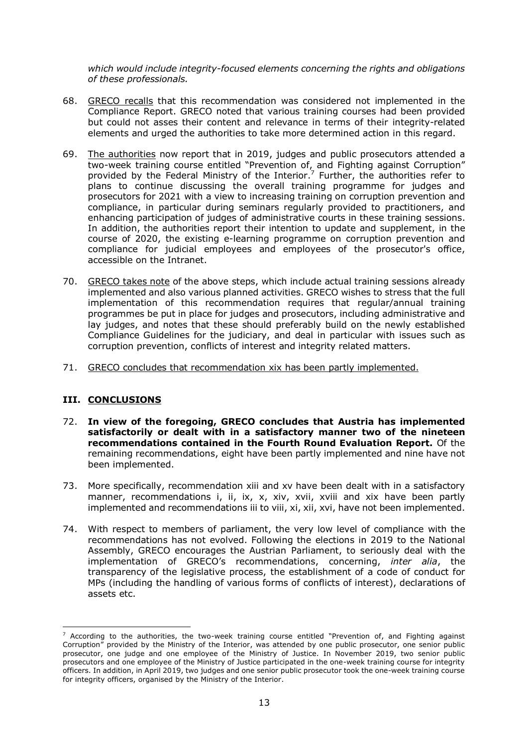*which would include integrity-focused elements concerning the rights and obligations of these professionals.*

68. GRECO recalls that this recommendation was considered not implemented in the Compliance Report. GRECO noted that various training courses had been provided but could not asses their content and relevance in terms of their integrity-related elements and urged the authorities to take more determined action in this regard.

69. The authorities now report that in 2019, judges and public prosecutors attended a two-week training course entitled "Prevention of, and Fighting against Corruption" provided by the Federal Ministry of the Interior.[7] Further, the authorities refer to plans to continue discussing the overall training programme for judges and prosecutors for 2021 with a view to increasing training on corruption prevention and compliance, in particular during seminars regularly provided to practitioners, and enhancing participation of judges of administrative courts in these training sessions. In addition, the authorities report their intention to update and supplement, in the course of 2020, the existing e-learning programme on corruption prevention and compliance for judicial employees and employees of the prosecutor's office, accessible on the Intranet.

70. GRECO takes note of the above steps, which include actual training sessions already implemented and also various planned activities. GRECO wishes to stress that the full implementation of this recommendation requires that regular/annual training programmes be put in place for judges and prosecutors, including administrative and lay judges, and notes that these should preferably build on the newly established Compliance Guidelines for the judiciary, and deal in particular with issues such as corruption prevention, conflicts of interest and integrity related matters.

71. GRECO concludes that recommendation xix has been partly implemented.

## III. CONCLUSIONS

72. **In view of the foregoing, GRECO concludes that Austria has implemented satisfactorily or dealt with in a satisfactory manner two of the nineteen recommendations contained in the Fourth Round Evaluation Report.** Of the remaining recommendations, eight have been partly implemented and nine have not been implemented.

73. More specifically, recommendation xiii and xv have been dealt with in a satisfactory manner, recommendations i, ii, ix, x, xiv, xvii, xviii and xix have been partly implemented and recommendations iii to viii, xi, xii, xvi, have not been implemented.

74. With respect to members of parliament, the very low level of compliance with the recommendations has not evolved. Following the elections in 2019 to the National Assembly, GRECO encourages the Austrian Parliament, to seriously deal with the implementation of GRECO's recommendations, concerning, *inter alia*, the transparency of the legislative process, the establishment of a code of conduct for MPs (including the handling of various forms of conflicts of interest), declarations of assets etc.

---

[7] According to the authorities, the two-week training course entitled "Prevention of, and Fighting against Corruption" provided by the Ministry of the Interior, was attended by one public prosecutor, one senior public prosecutor, one judge and one employee of the Ministry of Justice. In November 2019, two senior public prosecutors and one employee of the Ministry of Justice participated in the one-week training course for integrity officers. In addition, in April 2019, two judges and one senior public prosecutor took the one-week training course for integrity officers, organised by the Ministry of the Interior.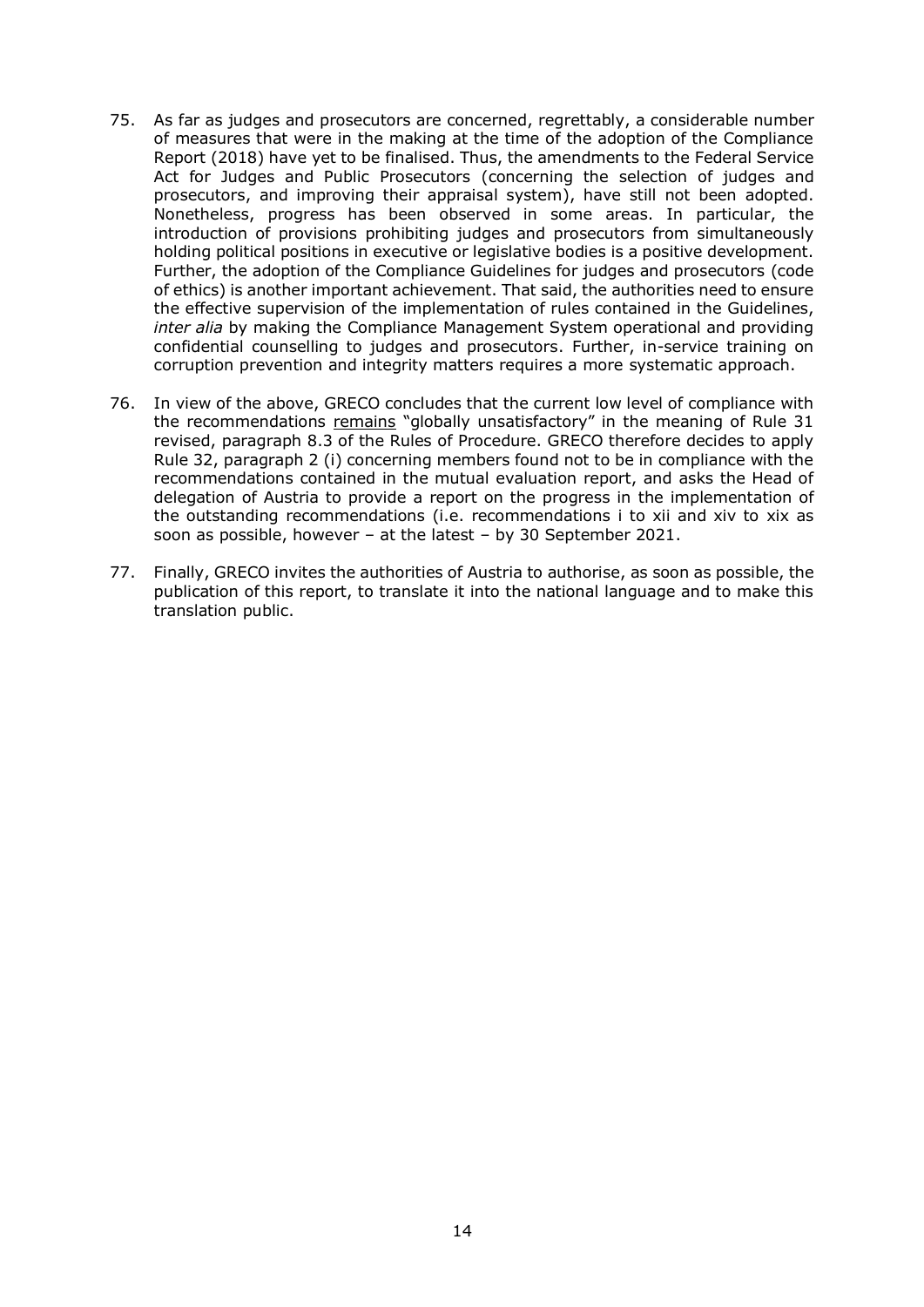75. As far as judges and prosecutors are concerned, regrettably, a considerable number of measures that were in the making at the time of the adoption of the Compliance Report (2018) have yet to be finalised. Thus, the amendments to the Federal Service Act for Judges and Public Prosecutors (concerning the selection of judges and prosecutors, and improving their appraisal system), have still not been adopted. Nonetheless, progress has been observed in some areas. In particular, the introduction of provisions prohibiting judges and prosecutors from simultaneously holding political positions in executive or legislative bodies is a positive development. Further, the adoption of the Compliance Guidelines for judges and prosecutors (code of ethics) is another important achievement. That said, the authorities need to ensure the effective supervision of the implementation of rules contained in the Guidelines, *inter alia* by making the Compliance Management System operational and providing confidential counselling to judges and prosecutors. Further, in-service training on corruption prevention and integrity matters requires a more systematic approach.

76. In view of the above, GRECO concludes that the current low level of compliance with the recommendations <u>remains</u> "globally unsatisfactory" in the meaning of Rule 31 revised, paragraph 8.3 of the Rules of Procedure. GRECO therefore decides to apply Rule 32, paragraph 2 (i) concerning members found not to be in compliance with the recommendations contained in the mutual evaluation report, and asks the Head of delegation of Austria to provide a report on the progress in the implementation of the outstanding recommendations (i.e. recommendations i to xii and xiv to xix as soon as possible, however – at the latest – by 30 September 2021.

77. Finally, GRECO invites the authorities of Austria to authorise, as soon as possible, the publication of this report, to translate it into the national language and to make this translation public.